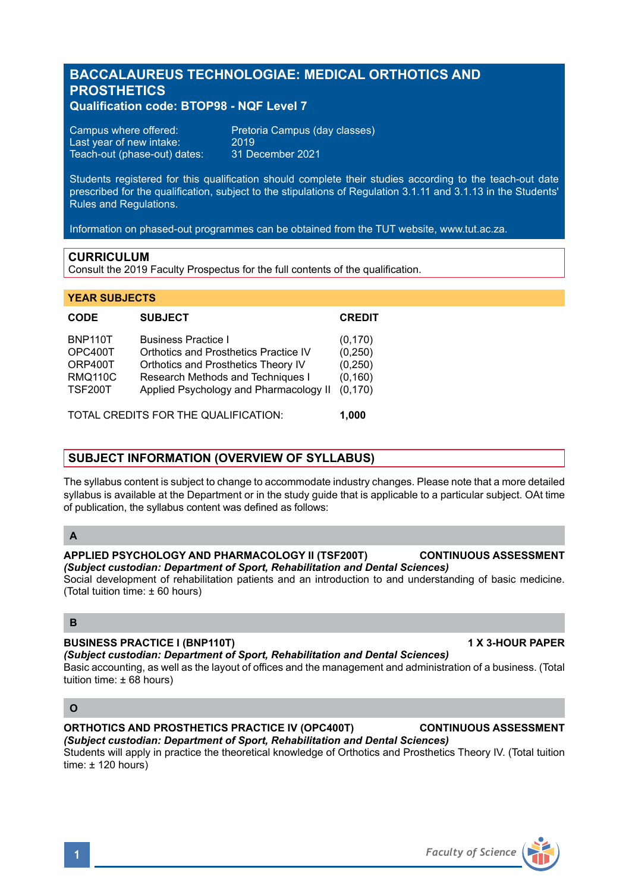# BACCALAUREUS TECHNOLOGIAE: MEDICAL ORTHOTICS AND PROSTHETICS

**Qualification code: BTOP98 - NQF Level 7**

| | |
|---|---|
| Campus where offered: | Pretoria Campus (day classes) |
| Last year of new intake: | 2019 |
| Teach-out (phase-out) dates: | 31 December 2021 |

Students registered for this qualification should complete their studies according to the teach-out date prescribed for the qualification, subject to the stipulations of Regulation 3.1.11 and 3.1.13 in the Students' Rules and Regulations.

Information on phased-out programmes can be obtained from the TUT website, www.tut.ac.za.

## CURRICULUM

Consult the 2019 Faculty Prospectus for the full contents of the qualification.

### YEAR SUBJECTS

| CODE | SUBJECT | CREDIT |
|---|---|---|
| BNP110T | Business Practice I | (0,170) |
| OPC400T | Orthotics and Prosthetics Practice IV | (0,250) |
| ORP400T | Orthotics and Prosthetics Theory IV | (0,250) |
| RMQ110C | Research Methods and Techniques I | (0,160) |
| TSF200T | Applied Psychology and Pharmacology II | (0,170) |

TOTAL CREDITS FOR THE QUALIFICATION: **1,000**

## SUBJECT INFORMATION (OVERVIEW OF SYLLABUS)

The syllabus content is subject to change to accommodate industry changes. Please note that a more detailed syllabus is available at the Department or in the study guide that is applicable to a particular subject. OAt time of publication, the syllabus content was defined as follows:

### A

**APPLIED PSYCHOLOGY AND PHARMACOLOGY II (TSF200T) CONTINUOUS ASSESSMENT**
***(Subject custodian: Department of Sport, Rehabilitation and Dental Sciences)***
Social development of rehabilitation patients and an introduction to and understanding of basic medicine. (Total tuition time: ± 60 hours)

### B

**BUSINESS PRACTICE I (BNP110T) 1 X 3-HOUR PAPER**
***(Subject custodian: Department of Sport, Rehabilitation and Dental Sciences)***
Basic accounting, as well as the layout of offices and the management and administration of a business. (Total tuition time: ± 68 hours)

### O

**ORTHOTICS AND PROSTHETICS PRACTICE IV (OPC400T) CONTINUOUS ASSESSMENT**
***(Subject custodian: Department of Sport, Rehabilitation and Dental Sciences)***
Students will apply in practice the theoretical knowledge of Orthotics and Prosthetics Theory IV. (Total tuition time: ± 120 hours)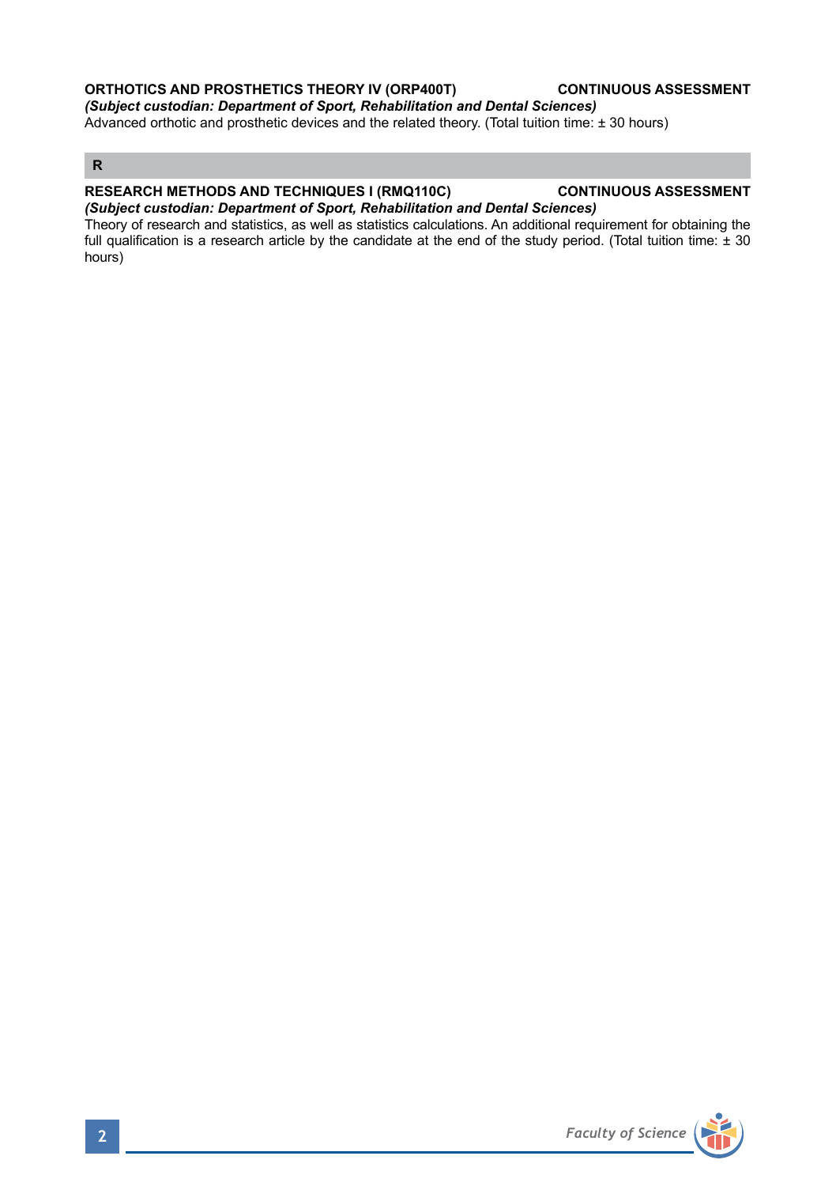**ORTHOTICS AND PROSTHETICS THEORY IV (ORP400T) CONTINUOUS ASSESSMENT**

***(Subject custodian: Department of Sport, Rehabilitation and Dental Sciences)***

Advanced orthotic and prosthetic devices and the related theory. (Total tuition time: ± 30 hours)

## R

**RESEARCH METHODS AND TECHNIQUES I (RMQ110C) CONTINUOUS ASSESSMENT**

***(Subject custodian: Department of Sport, Rehabilitation and Dental Sciences)***

Theory of research and statistics, as well as statistics calculations. An additional requirement for obtaining the full qualification is a research article by the candidate at the end of the study period. (Total tuition time: ± 30 hours)